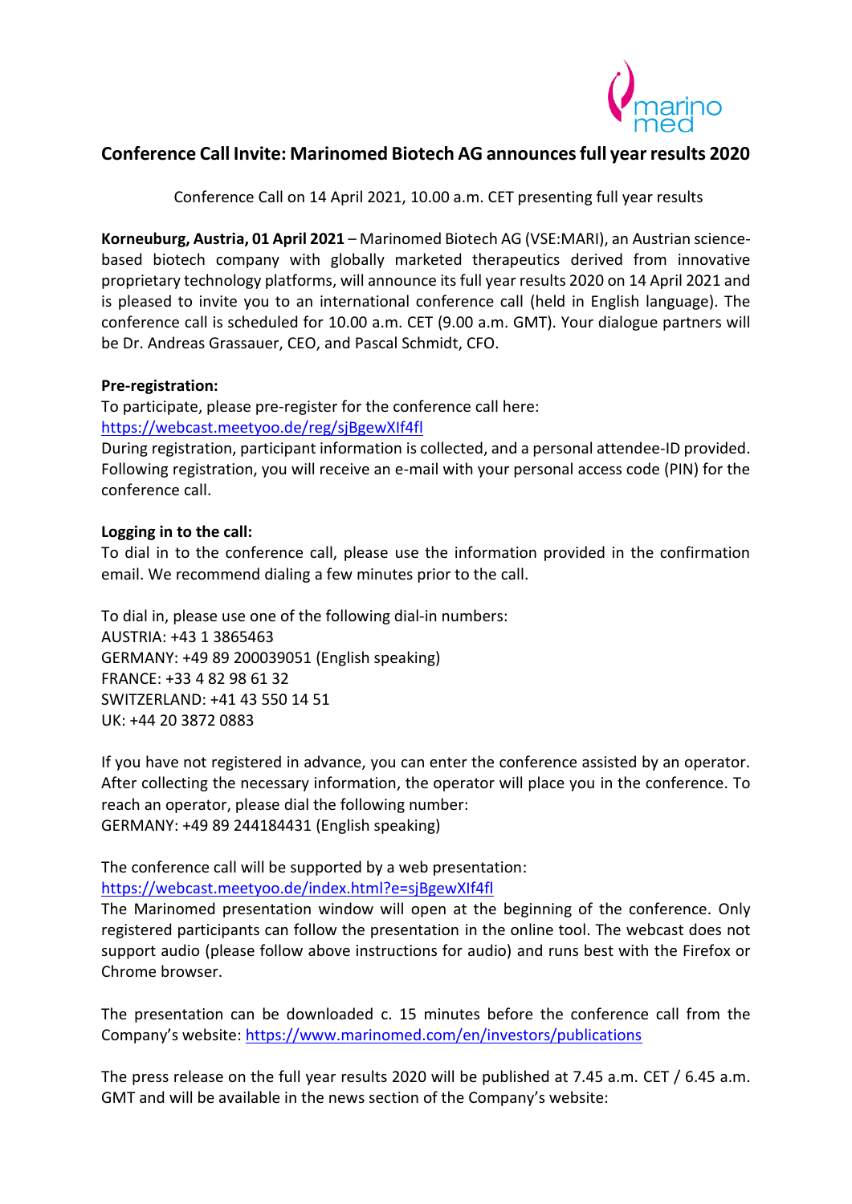# Conference Call Invite: Marinomed Biotech AG announces full year results 2020

Conference Call on 14 April 2021, 10.00 a.m. CET presenting full year results

**Korneuburg, Austria, 01 April 2021** – Marinomed Biotech AG (VSE:MARI), an Austrian science-based biotech company with globally marketed therapeutics derived from innovative proprietary technology platforms, will announce its full year results 2020 on 14 April 2021 and is pleased to invite you to an international conference call (held in English language). The conference call is scheduled for 10.00 a.m. CET (9.00 a.m. GMT). Your dialogue partners will be Dr. Andreas Grassauer, CEO, and Pascal Schmidt, CFO.

**Pre-registration:**

To participate, please pre-register for the conference call here:
https://webcast.meetyoo.de/reg/sjBgewXIf4fl
During registration, participant information is collected, and a personal attendee-ID provided. Following registration, you will receive an e-mail with your personal access code (PIN) for the conference call.

**Logging in to the call:**

To dial in to the conference call, please use the information provided in the confirmation email. We recommend dialing a few minutes prior to the call.

To dial in, please use one of the following dial-in numbers:
AUSTRIA: +43 1 3865463
GERMANY: +49 89 200039051 (English speaking)
FRANCE: +33 4 82 98 61 32
SWITZERLAND: +41 43 550 14 51
UK: +44 20 3872 0883

If you have not registered in advance, you can enter the conference assisted by an operator. After collecting the necessary information, the operator will place you in the conference. To reach an operator, please dial the following number:
GERMANY: +49 89 244184431 (English speaking)

The conference call will be supported by a web presentation:
https://webcast.meetyoo.de/index.html?e=sjBgewXIf4fl
The Marinomed presentation window will open at the beginning of the conference. Only registered participants can follow the presentation in the online tool. The webcast does not support audio (please follow above instructions for audio) and runs best with the Firefox or Chrome browser.

The presentation can be downloaded c. 15 minutes before the conference call from the Company's website: https://www.marinomed.com/en/investors/publications

The press release on the full year results 2020 will be published at 7.45 a.m. CET / 6.45 a.m. GMT and will be available in the news section of the Company's website: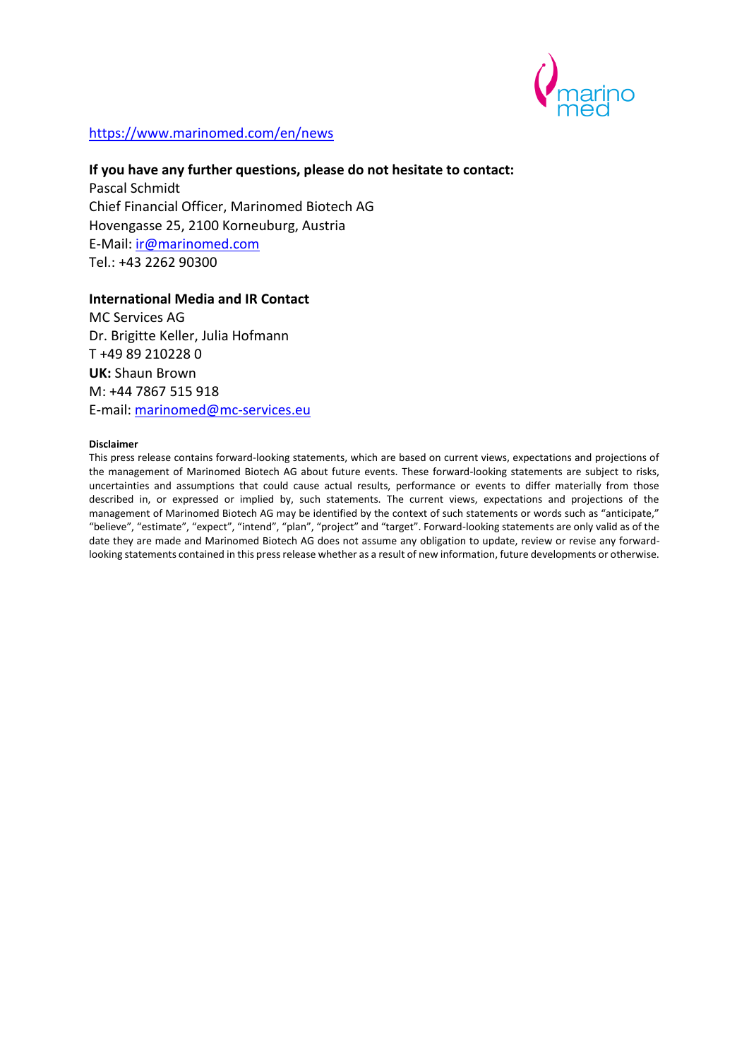https://www.marinomed.com/en/news

**If you have any further questions, please do not hesitate to contact:**

Pascal Schmidt
Chief Financial Officer, Marinomed Biotech AG
Hovengasse 25, 2100 Korneuburg, Austria
E-Mail: ir@marinomed.com
Tel.: +43 2262 90300

**International Media and IR Contact**

MC Services AG
Dr. Brigitte Keller, Julia Hofmann
T +49 89 210228 0
**UK:** Shaun Brown
M: +44 7867 515 918
E-mail: marinomed@mc-services.eu

**Disclaimer**

This press release contains forward-looking statements, which are based on current views, expectations and projections of the management of Marinomed Biotech AG about future events. These forward-looking statements are subject to risks, uncertainties and assumptions that could cause actual results, performance or events to differ materially from those described in, or expressed or implied by, such statements. The current views, expectations and projections of the management of Marinomed Biotech AG may be identified by the context of such statements or words such as "anticipate," "believe", "estimate", "expect", "intend", "plan", "project" and "target". Forward-looking statements are only valid as of the date they are made and Marinomed Biotech AG does not assume any obligation to update, review or revise any forward-looking statements contained in this press release whether as a result of new information, future developments or otherwise.